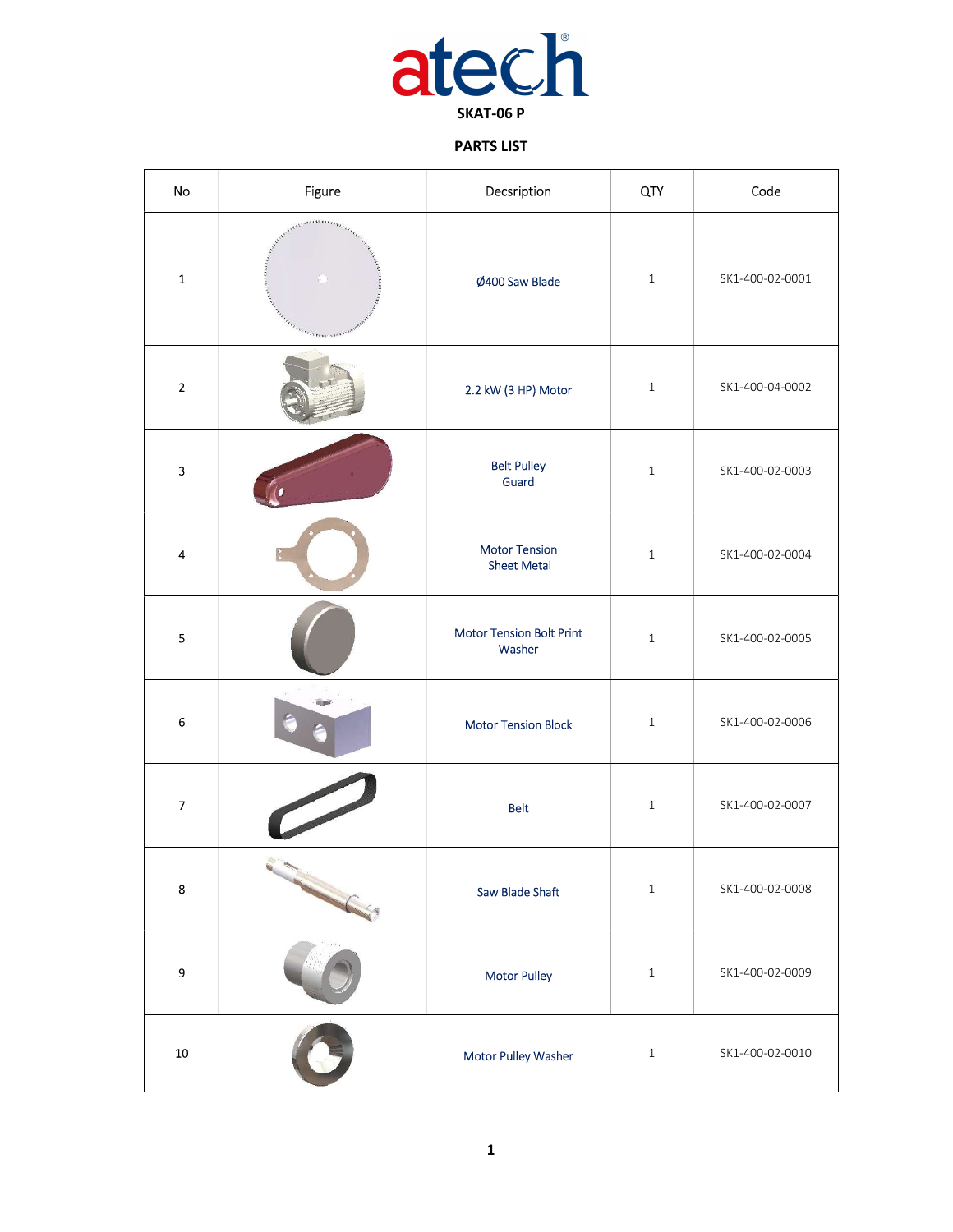atech

**SKAT-06 P**

**PARTS LIST**

| No | Figure | Decsription | QTY | Code |
|---|---|---|---|---|
| 1 | | Ø400 Saw Blade | 1 | SK1-400-02-0001 |
| 2 | | 2.2 kW (3 HP) Motor | 1 | SK1-400-04-0002 |
| 3 | | Belt Pulley Guard | 1 | SK1-400-02-0003 |
| 4 | | Motor Tension Sheet Metal | 1 | SK1-400-02-0004 |
| 5 | | Motor Tension Bolt Print Washer | 1 | SK1-400-02-0005 |
| 6 | | Motor Tension Block | 1 | SK1-400-02-0006 |
| 7 | | Belt | 1 | SK1-400-02-0007 |
| 8 | | Saw Blade Shaft | 1 | SK1-400-02-0008 |
| 9 | | Motor Pulley | 1 | SK1-400-02-0009 |
| 10 | | Motor Pulley Washer | 1 | SK1-400-02-0010 |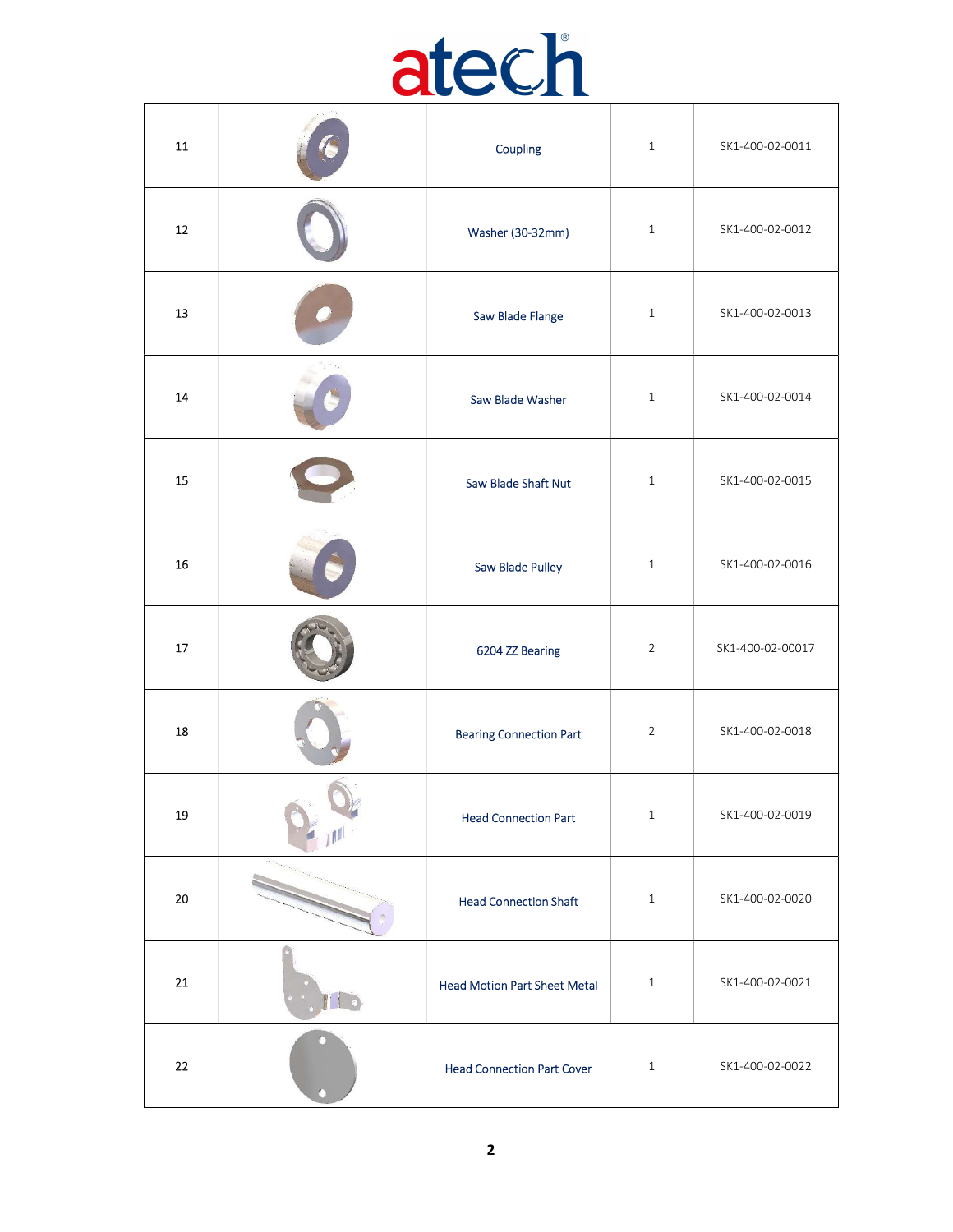| 11 | | Coupling | 1 | SK1-400-02-0011 |
|---|---|---|---|---|
| 12 | | Washer (30-32mm) | 1 | SK1-400-02-0012 |
| 13 | | Saw Blade Flange | 1 | SK1-400-02-0013 |
| 14 | | Saw Blade Washer | 1 | SK1-400-02-0014 |
| 15 | | Saw Blade Shaft Nut | 1 | SK1-400-02-0015 |
| 16 | | Saw Blade Pulley | 1 | SK1-400-02-0016 |
| 17 | | 6204 ZZ Bearing | 2 | SK1-400-02-00017 |
| 18 | | Bearing Connection Part | 2 | SK1-400-02-0018 |
| 19 | | Head Connection Part | 1 | SK1-400-02-0019 |
| 20 | | Head Connection Shaft | 1 | SK1-400-02-0020 |
| 21 | | Head Motion Part Sheet Metal | 1 | SK1-400-02-0021 |
| 22 | | Head Connection Part Cover | 1 | SK1-400-02-0022 |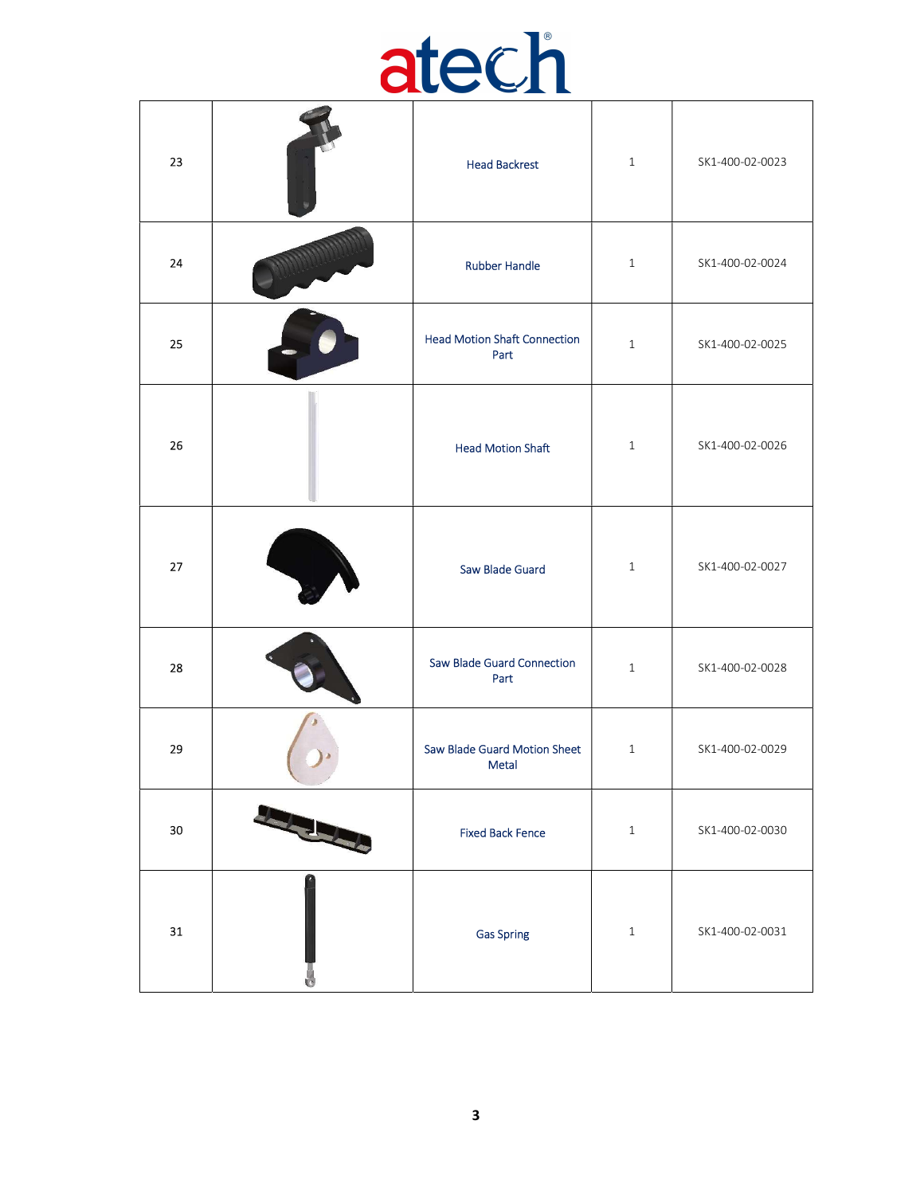| 23 | | Head Backrest | 1 | SK1-400-02-0023 |
|---|---|---|---|---|
| 24 | | Rubber Handle | 1 | SK1-400-02-0024 |
| 25 | | Head Motion Shaft Connection Part | 1 | SK1-400-02-0025 |
| 26 | | Head Motion Shaft | 1 | SK1-400-02-0026 |
| 27 | | Saw Blade Guard | 1 | SK1-400-02-0027 |
| 28 | | Saw Blade Guard Connection Part | 1 | SK1-400-02-0028 |
| 29 | | Saw Blade Guard Motion Sheet Metal | 1 | SK1-400-02-0029 |
| 30 | | Fixed Back Fence | 1 | SK1-400-02-0030 |
| 31 | | Gas Spring | 1 | SK1-400-02-0031 |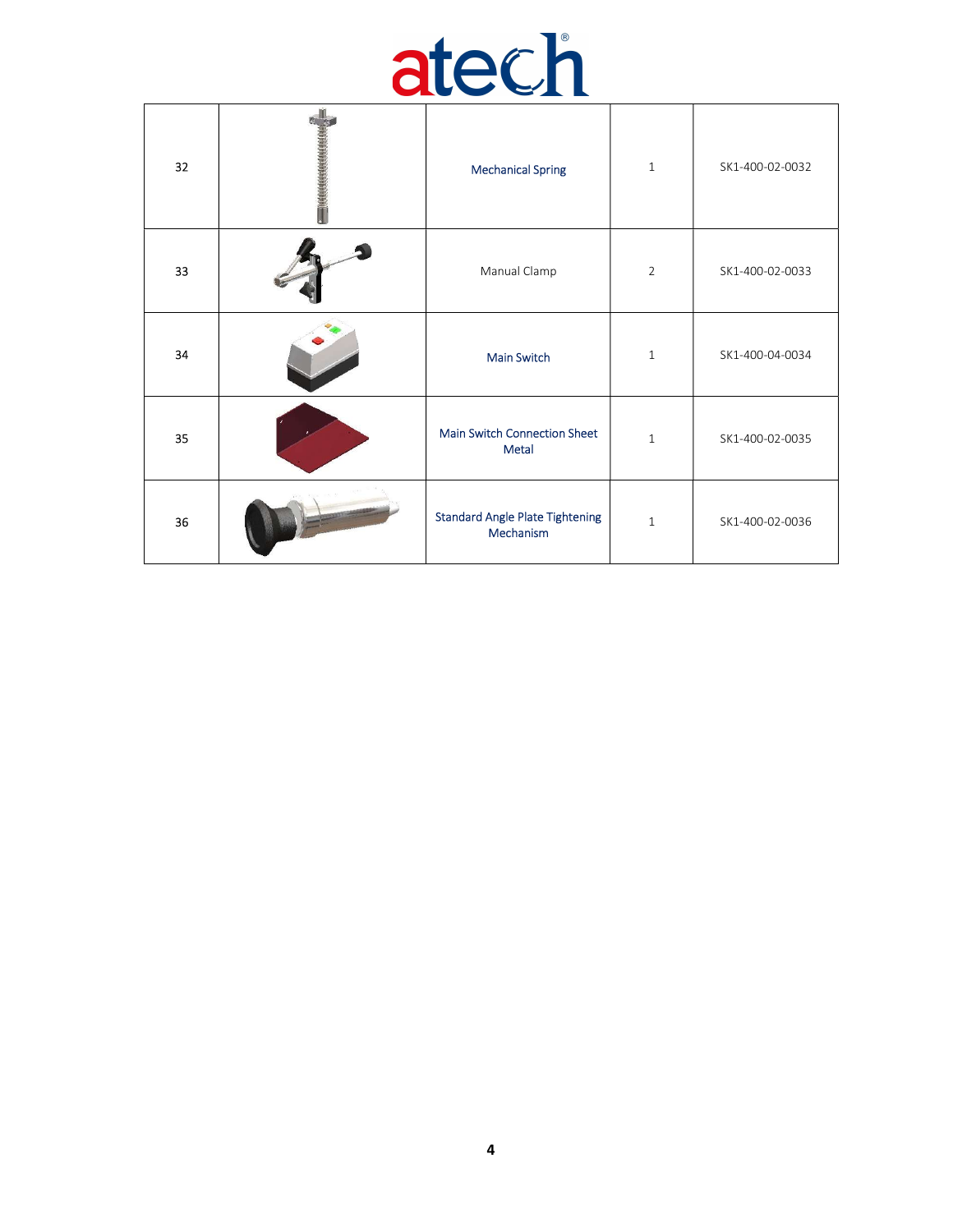| | | | | |
|---|---|---|---|---|
| 32 | | Mechanical Spring | 1 | SK1-400-02-0032 |
| 33 | | Manual Clamp | 2 | SK1-400-02-0033 |
| 34 | | Main Switch | 1 | SK1-400-04-0034 |
| 35 | | Main Switch Connection Sheet Metal | 1 | SK1-400-02-0035 |
| 36 | | Standard Angle Plate Tightening Mechanism | 1 | SK1-400-02-0036 |